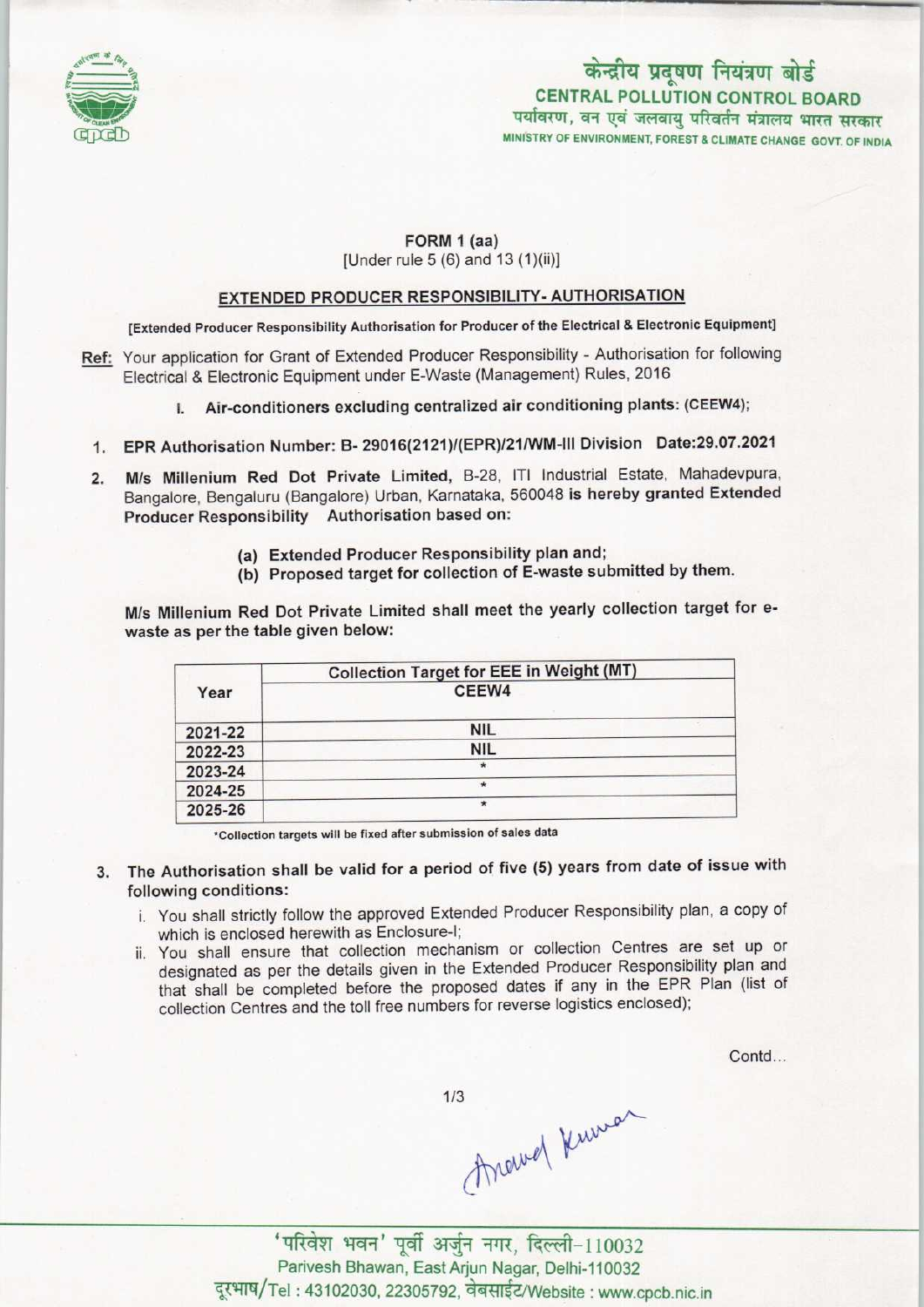केन्द्रीय प्रदूषण नियंत्रण बोर्ड
**CENTRAL POLLUTION CONTROL BOARD**
पर्यावरण, वन एवं जलवायु परिवर्तन मंत्रालय भारत सरकार
MINISTRY OF ENVIRONMENT, FOREST & CLIMATE CHANGE GOVT. OF INDIA

## FORM 1 (aa)
[Under rule 5 (6) and 13 (1)(ii)]

## EXTENDED PRODUCER RESPONSIBILITY- AUTHORISATION

[Extended Producer Responsibility Authorisation for Producer of the Electrical & Electronic Equipment]

**Ref:** Your application for Grant of Extended Producer Responsibility - Authorisation for following Electrical & Electronic Equipment under E-Waste (Management) Rules, 2016

I. **Air-conditioners excluding centralized air conditioning plants: (CEEW4);**

1. **EPR Authorisation Number: B- 29016(2121)/(EPR)/21/WM-III Division Date:29.07.2021**

2. **M/s Millenium Red Dot Private Limited,** B-28, ITI Industrial Estate, Mahadevpura, Bangalore, Bengaluru (Bangalore) Urban, Karnataka, 560048 **is hereby granted Extended Producer Responsibility Authorisation based on:**

   (a) **Extended Producer Responsibility plan and;**
   (b) **Proposed target for collection of E-waste submitted by them.**

**M/s Millenium Red Dot Private Limited shall meet the yearly collection target for e-waste as per the table given below:**

| Year | Collection Target for EEE in Weight (MT) |
|---|---|
| | CEEW4 |
| 2021-22 | NIL |
| 2022-23 | NIL |
| 2023-24 | * |
| 2024-25 | * |
| 2025-26 | * |

*Collection targets will be fixed after submission of sales data

3. The Authorisation shall be valid for a period of five (5) years from date of issue with following conditions:

   i. You shall strictly follow the approved Extended Producer Responsibility plan, a copy of which is enclosed herewith as Enclosure-I;
   ii. You shall ensure that collection mechanism or collection Centres are set up or designated as per the details given in the Extended Producer Responsibility plan and that shall be completed before the proposed dates if any in the EPR Plan (list of collection Centres and the toll free numbers for reverse logistics enclosed);

Contd...

'परिवेश भवन' पूर्वी अर्जुन नगर, दिल्ली-110032
Parivesh Bhawan, East Arjun Nagar, Delhi-110032
दूरभाष/Tel : 43102030, 22305792, वेबसाईट/Website : www.cpcb.nic.in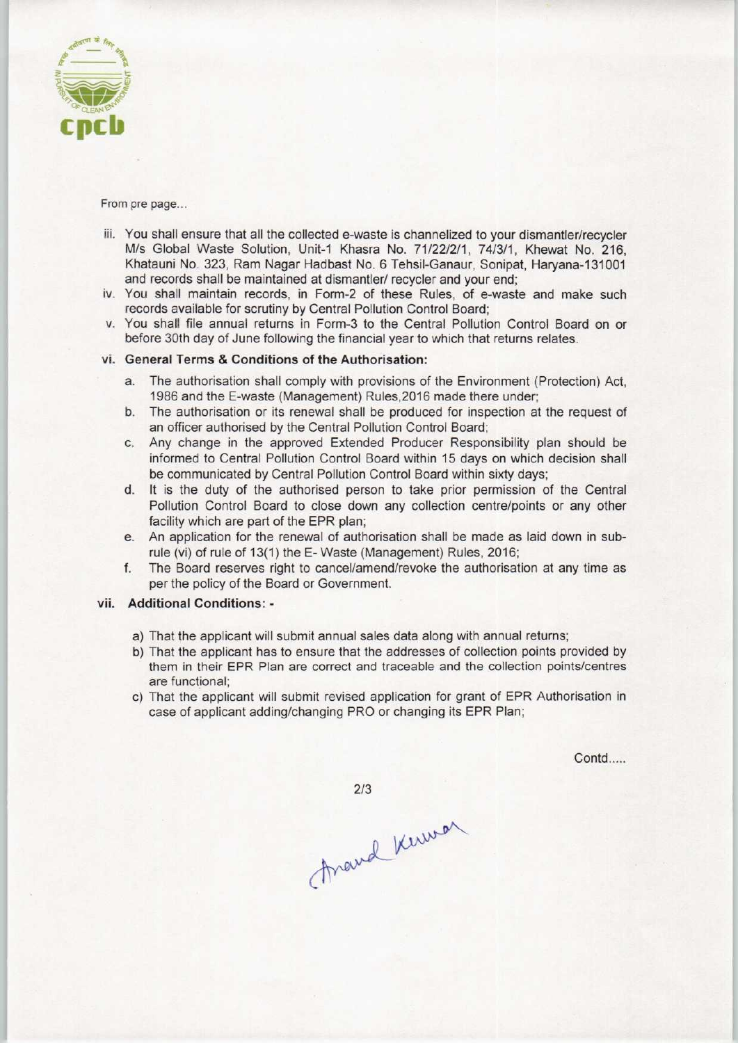From pre page...

iii. You shall ensure that all the collected e-waste is channelized to your dismantler/recycler M/s Global Waste Solution, Unit-1 Khasra No. 71/22/2/1, 74/3/1, Khewat No. 216, Khatauni No. 323, Ram Nagar Hadbast No. 6 Tehsil-Ganaur, Sonipat, Haryana-131001 and records shall be maintained at dismantler/ recycler and your end;
iv. You shall maintain records, in Form-2 of these Rules, of e-waste and make such records available for scrutiny by Central Pollution Control Board;
v. You shall file annual returns in Form-3 to the Central Pollution Control Board on or before 30th day of June following the financial year to which that returns relates.

vi. **General Terms & Conditions of the Authorisation:**

a. The authorisation shall comply with provisions of the Environment (Protection) Act, 1986 and the E-waste (Management) Rules,2016 made there under;
b. The authorisation or its renewal shall be produced for inspection at the request of an officer authorised by the Central Pollution Control Board;
c. Any change in the approved Extended Producer Responsibility plan should be informed to Central Pollution Control Board within 15 days on which decision shall be communicated by Central Pollution Control Board within sixty days;
d. It is the duty of the authorised person to take prior permission of the Central Pollution Control Board to close down any collection centre/points or any other facility which are part of the EPR plan;
e. An application for the renewal of authorisation shall be made as laid down in sub-rule (vi) of rule of 13(1) the E- Waste (Management) Rules, 2016;
f. The Board reserves right to cancel/amend/revoke the authorisation at any time as per the policy of the Board or Government.

vii. **Additional Conditions: -**

a) That the applicant will submit annual sales data along with annual returns;
b) That the applicant has to ensure that the addresses of collection points provided by them in their EPR Plan are correct and traceable and the collection points/centres are functional;
c) That the applicant will submit revised application for grant of EPR Authorisation in case of applicant adding/changing PRO or changing its EPR Plan;

Contd.....

Anand Kumar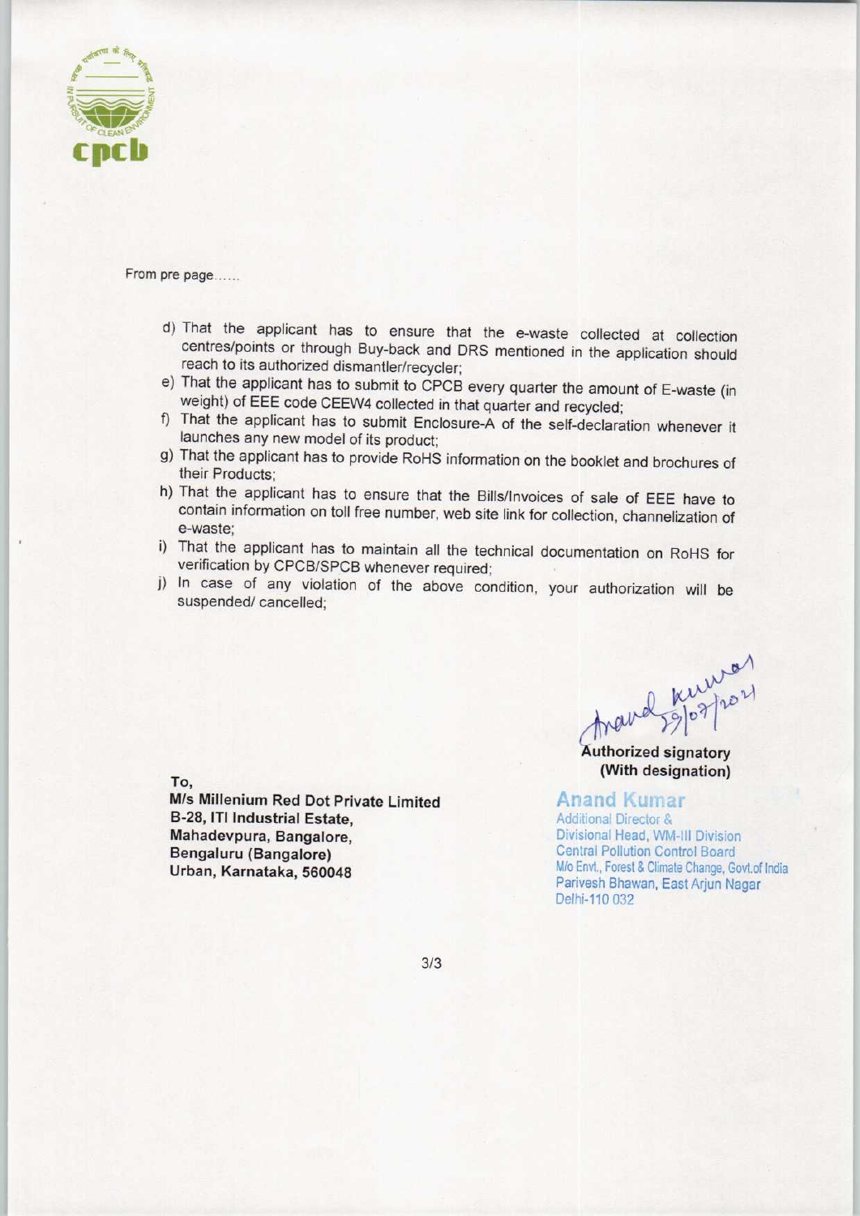From pre page......

d) That the applicant has to ensure that the e-waste collected at collection centres/points or through Buy-back and DRS mentioned in the application should reach to its authorized dismantler/recycler;
e) That the applicant has to submit to CPCB every quarter the amount of E-waste (in weight) of EEE code CEEW4 collected in that quarter and recycled;
f) That the applicant has to submit Enclosure-A of the self-declaration whenever it launches any new model of its product;
g) That the applicant has to provide RoHS information on the booklet and brochures of their Products;
h) That the applicant has to ensure that the Bills/Invoices of sale of EEE have to contain information on toll free number, web site link for collection, channelization of e-waste;
i) That the applicant has to maintain all the technical documentation on RoHS for verification by CPCB/SPCB whenever required;
j) In case of any violation of the above condition, your authorization will be suspended/ cancelled;

Anand Kumar 29/07/2021

**Authorized signatory**
**(With designation)**

**Anand Kumar**
Additional Director &
Divisional Head, WM-III Division
Central Pollution Control Board
M/o Envt., Forest & Climate Change, Govt.of India
Parivesh Bhawan, East Arjun Nagar
Delhi-110 032

**To,**
**M/s Millenium Red Dot Private Limited**
**B-28, ITI Industrial Estate,**
**Mahadevpura, Bangalore,**
**Bengaluru (Bangalore)**
**Urban, Karnataka, 560048**